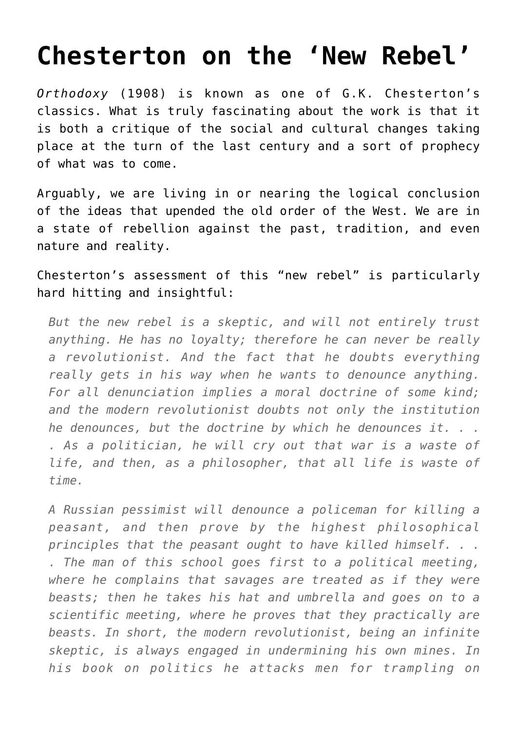# Chesterton on the 'New Rebel'

*Orthodoxy* (1908) is known as one of G.K. Chesterton's classics. What is truly fascinating about the work is that it is both a critique of the social and cultural changes taking place at the turn of the last century and a sort of prophecy of what was to come.

Arguably, we are living in or nearing the logical conclusion of the ideas that upended the old order of the West. We are in a state of rebellion against the past, tradition, and even nature and reality.

Chesterton's assessment of this "new rebel" is particularly hard hitting and insightful:

> *But the new rebel is a skeptic, and will not entirely trust anything. He has no loyalty; therefore he can never be really a revolutionist. And the fact that he doubts everything really gets in his way when he wants to denounce anything. For all denunciation implies a moral doctrine of some kind; and the modern revolutionist doubts not only the institution he denounces, but the doctrine by which he denounces it. . . . As a politician, he will cry out that war is a waste of life, and then, as a philosopher, that all life is waste of time.*
>
> *A Russian pessimist will denounce a policeman for killing a peasant, and then prove by the highest philosophical principles that the peasant ought to have killed himself. . . . The man of this school goes first to a political meeting, where he complains that savages are treated as if they were beasts; then he takes his hat and umbrella and goes on to a scientific meeting, where he proves that they practically are beasts. In short, the modern revolutionist, being an infinite skeptic, is always engaged in undermining his own mines. In his book on politics he attacks men for trampling on*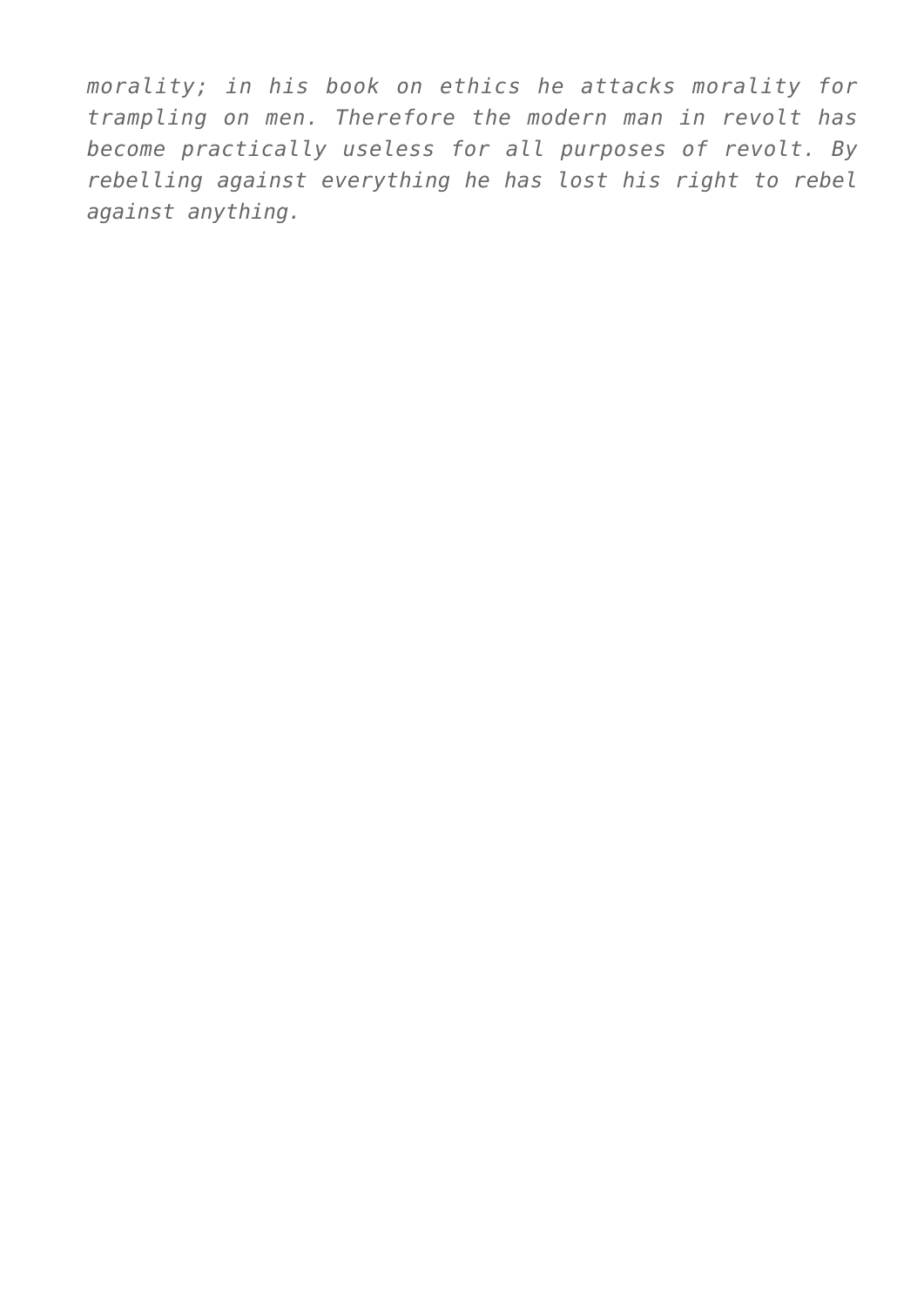*morality; in his book on ethics he attacks morality for trampling on men. Therefore the modern man in revolt has become practically useless for all purposes of revolt. By rebelling against everything he has lost his right to rebel against anything.*